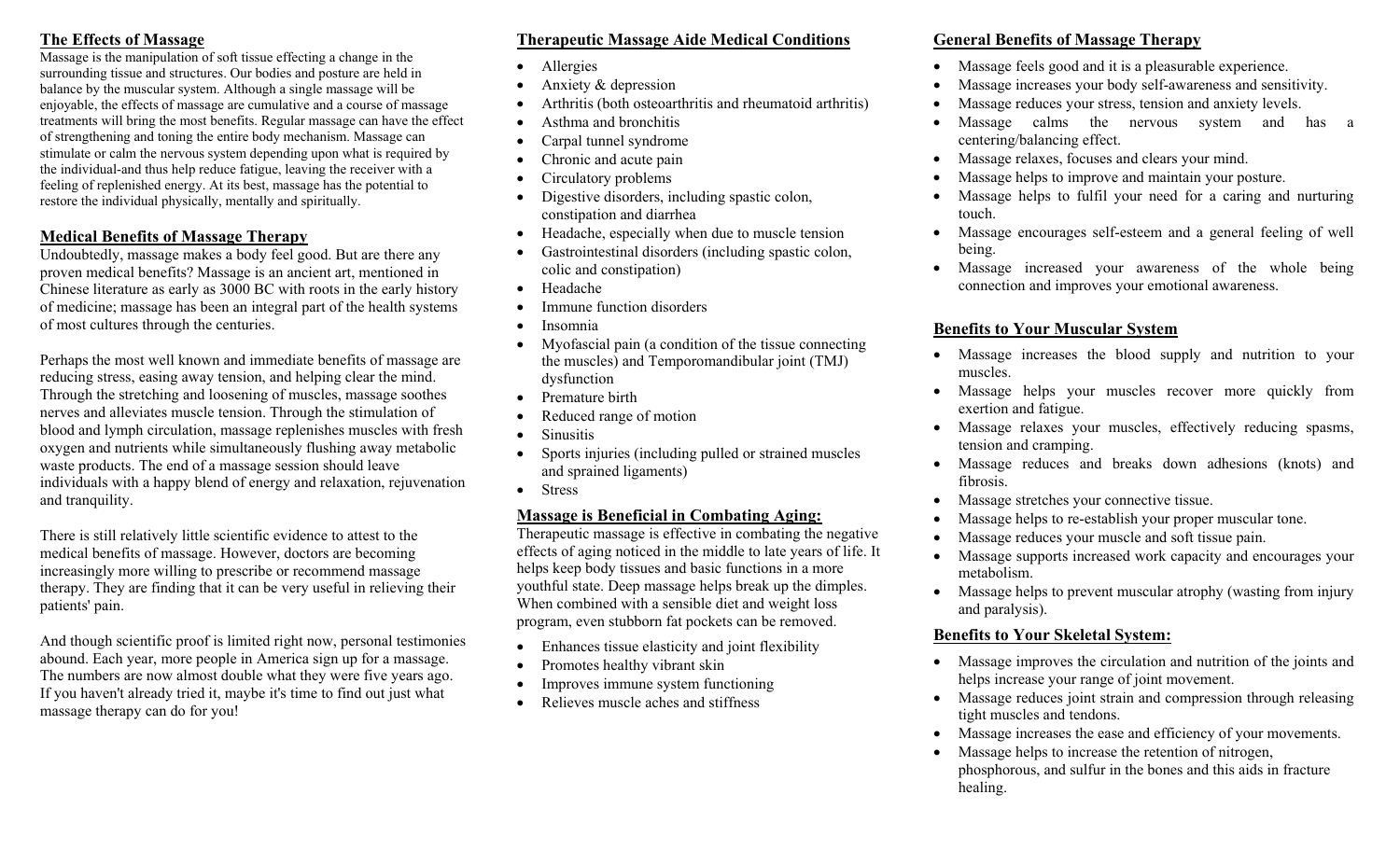## The Effects of Massage

Massage is the manipulation of soft tissue effecting a change in the surrounding tissue and structures. Our bodies and posture are held in balance by the muscular system. Although a single massage will be enjoyable, the effects of massage are cumulative and a course of massage treatments will bring the most benefits. Regular massage can have the effect of strengthening and toning the entire body mechanism. Massage can stimulate or calm the nervous system depending upon what is required by the individual-and thus help reduce fatigue, leaving the receiver with a feeling of replenished energy. At its best, massage has the potential to restore the individual physically, mentally and spiritually.

## Medical Benefits of Massage Therapy

Undoubtedly, massage makes a body feel good. But are there any proven medical benefits? Massage is an ancient art, mentioned in Chinese literature as early as 3000 BC with roots in the early history of medicine; massage has been an integral part of the health systems of most cultures through the centuries.

Perhaps the most well known and immediate benefits of massage are reducing stress, easing away tension, and helping clear the mind. Through the stretching and loosening of muscles, massage soothes nerves and alleviates muscle tension. Through the stimulation of blood and lymph circulation, massage replenishes muscles with fresh oxygen and nutrients while simultaneously flushing away metabolic waste products. The end of a massage session should leave individuals with a happy blend of energy and relaxation, rejuvenation and tranquility.

There is still relatively little scientific evidence to attest to the medical benefits of massage. However, doctors are becoming increasingly more willing to prescribe or recommend massage therapy. They are finding that it can be very useful in relieving their patients' pain.

And though scientific proof is limited right now, personal testimonies abound. Each year, more people in America sign up for a massage. The numbers are now almost double what they were five years ago. If you haven't already tried it, maybe it's time to find out just what massage therapy can do for you!

## Therapeutic Massage Aide Medical Conditions

- Allergies
- Anxiety & depression
- Arthritis (both osteoarthritis and rheumatoid arthritis)
- Asthma and bronchitis
- Carpal tunnel syndrome
- Chronic and acute pain
- Circulatory problems
- Digestive disorders, including spastic colon, constipation and diarrhea
- Headache, especially when due to muscle tension
- Gastrointestinal disorders (including spastic colon, colic and constipation)
- Headache
- Immune function disorders
- Insomnia
- Myofascial pain (a condition of the tissue connecting the muscles) and Temporomandibular joint (TMJ) dysfunction
- Premature birth
- Reduced range of motion
- Sinusitis
- Sports injuries (including pulled or strained muscles and sprained ligaments)
- Stress

## Massage is Beneficial in Combating Aging:

Therapeutic massage is effective in combating the negative effects of aging noticed in the middle to late years of life. It helps keep body tissues and basic functions in a more youthful state. Deep massage helps break up the dimples. When combined with a sensible diet and weight loss program, even stubborn fat pockets can be removed.

- Enhances tissue elasticity and joint flexibility
- Promotes healthy vibrant skin
- Improves immune system functioning
- Relieves muscle aches and stiffness

## General Benefits of Massage Therapy

- Massage feels good and it is a pleasurable experience.
- Massage increases your body self-awareness and sensitivity.
- Massage reduces your stress, tension and anxiety levels.
- Massage calms the nervous system and has a centering/balancing effect.
- Massage relaxes, focuses and clears your mind.
- Massage helps to improve and maintain your posture.
- Massage helps to fulfil your need for a caring and nurturing touch.
- Massage encourages self-esteem and a general feeling of well being.
- Massage increased your awareness of the whole being connection and improves your emotional awareness.

## Benefits to Your Muscular System

- Massage increases the blood supply and nutrition to your muscles.
- Massage helps your muscles recover more quickly from exertion and fatigue.
- Massage relaxes your muscles, effectively reducing spasms, tension and cramping.
- Massage reduces and breaks down adhesions (knots) and fibrosis.
- Massage stretches your connective tissue.
- Massage helps to re-establish your proper muscular tone.
- Massage reduces your muscle and soft tissue pain.
- Massage supports increased work capacity and encourages your metabolism.
- Massage helps to prevent muscular atrophy (wasting from injury and paralysis).

## Benefits to Your Skeletal System:

- Massage improves the circulation and nutrition of the joints and helps increase your range of joint movement.
- Massage reduces joint strain and compression through releasing tight muscles and tendons.
- Massage increases the ease and efficiency of your movements.
- Massage helps to increase the retention of nitrogen, phosphorous, and sulfur in the bones and this aids in fracture healing.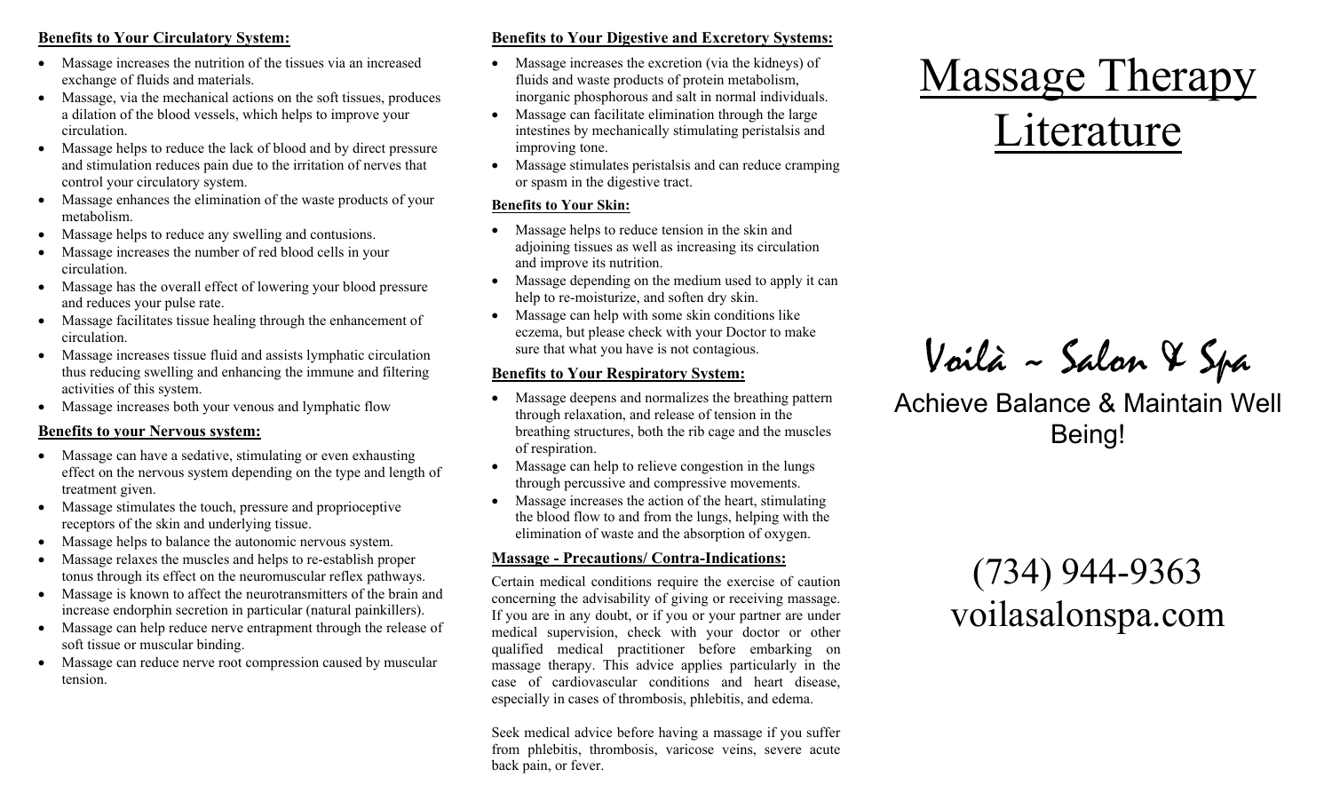**Benefits to Your Circulatory System:**

- Massage increases the nutrition of the tissues via an increased exchange of fluids and materials.
- Massage, via the mechanical actions on the soft tissues, produces a dilation of the blood vessels, which helps to improve your circulation.
- Massage helps to reduce the lack of blood and by direct pressure and stimulation reduces pain due to the irritation of nerves that control your circulatory system.
- Massage enhances the elimination of the waste products of your metabolism.
- Massage helps to reduce any swelling and contusions.
- Massage increases the number of red blood cells in your circulation.
- Massage has the overall effect of lowering your blood pressure and reduces your pulse rate.
- Massage facilitates tissue healing through the enhancement of circulation.
- Massage increases tissue fluid and assists lymphatic circulation thus reducing swelling and enhancing the immune and filtering activities of this system.
- Massage increases both your venous and lymphatic flow

**Benefits to your Nervous system:**

- Massage can have a sedative, stimulating or even exhausting effect on the nervous system depending on the type and length of treatment given.
- Massage stimulates the touch, pressure and proprioceptive receptors of the skin and underlying tissue.
- Massage helps to balance the autonomic nervous system.
- Massage relaxes the muscles and helps to re-establish proper tonus through its effect on the neuromuscular reflex pathways.
- Massage is known to affect the neurotransmitters of the brain and increase endorphin secretion in particular (natural painkillers).
- Massage can help reduce nerve entrapment through the release of soft tissue or muscular binding.
- Massage can reduce nerve root compression caused by muscular tension.

**Benefits to Your Digestive and Excretory Systems:**

- Massage increases the excretion (via the kidneys) of fluids and waste products of protein metabolism, inorganic phosphorous and salt in normal individuals.
- Massage can facilitate elimination through the large intestines by mechanically stimulating peristalsis and improving tone.
- Massage stimulates peristalsis and can reduce cramping or spasm in the digestive tract.

**Benefits to Your Skin:**

- Massage helps to reduce tension in the skin and adjoining tissues as well as increasing its circulation and improve its nutrition.
- Massage depending on the medium used to apply it can help to re-moisturize, and soften dry skin.
- Massage can help with some skin conditions like eczema, but please check with your Doctor to make sure that what you have is not contagious.

**Benefits to Your Respiratory System:**

- Massage deepens and normalizes the breathing pattern through relaxation, and release of tension in the breathing structures, both the rib cage and the muscles of respiration.
- Massage can help to relieve congestion in the lungs through percussive and compressive movements.
- Massage increases the action of the heart, stimulating the blood flow to and from the lungs, helping with the elimination of waste and the absorption of oxygen.

**Massage - Precautions/ Contra-Indications:**

Certain medical conditions require the exercise of caution concerning the advisability of giving or receiving massage. If you are in any doubt, or if you or your partner are under medical supervision, check with your doctor or other qualified medical practitioner before embarking on massage therapy. This advice applies particularly in the case of cardiovascular conditions and heart disease, especially in cases of thrombosis, phlebitis, and edema.

Seek medical advice before having a massage if you suffer from phlebitis, thrombosis, varicose veins, severe acute back pain, or fever.

# Massage Therapy Literature

## Voilà ~ Salon & Spa

Achieve Balance & Maintain Well Being!

(734) 944-9363
voilasalonspa.com